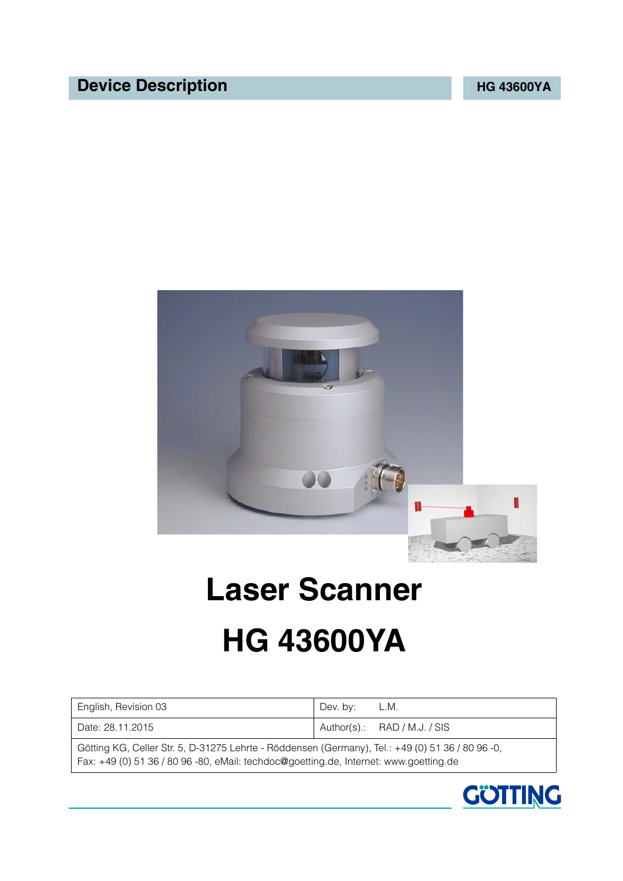# Device Description

**HG 43600YA**

# Laser Scanner

# HG 43600YA

| English, Revision 03 | Dev. by: L.M. |
|---|---|
| Date: 28.11.2015 | Author(s).: RAD / M.J. / SIS |
| Götting KG, Celler Str. 5, D-31275 Lehrte - Röddensen (Germany), Tel.: +49 (0) 51 36 / 80 96 -0, Fax: +49 (0) 51 36 / 80 96 -80, eMail: techdoc@goetting.de, Internet: www.goetting.de | |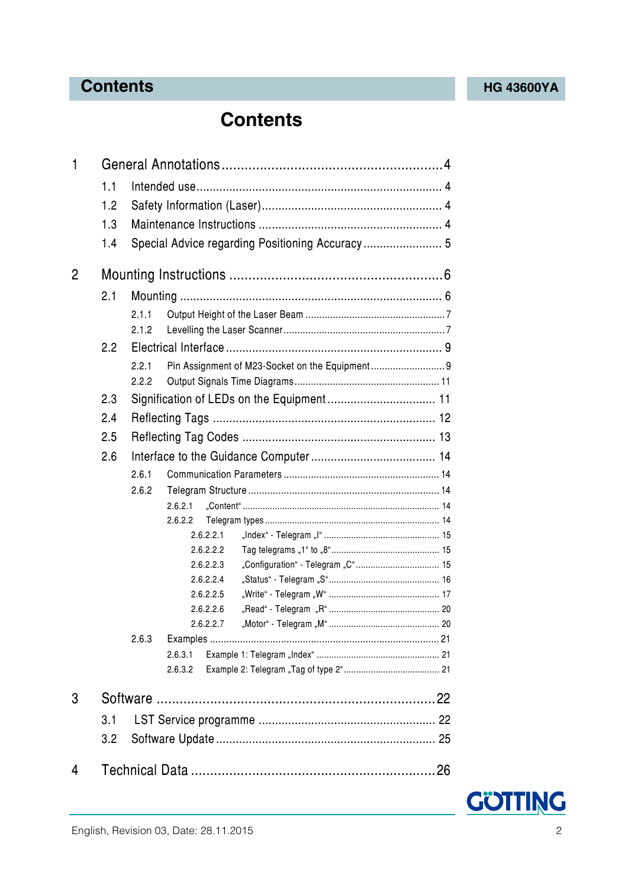# Contents

1 General Annotations ..... 4
- 1.1 Intended use ..... 4
- 1.2 Safety Information (Laser) ..... 4
- 1.3 Maintenance Instructions ..... 4
- 1.4 Special Advice regarding Positioning Accuracy ..... 5

2 Mounting Instructions ..... 6
- 2.1 Mounting ..... 6
  - 2.1.1 Output Height of the Laser Beam ..... 7
  - 2.1.2 Levelling the Laser Scanner ..... 7
- 2.2 Electrical Interface ..... 9
  - 2.2.1 Pin Assignment of M23-Socket on the Equipment ..... 9
  - 2.2.2 Output Signals Time Diagrams ..... 11
- 2.3 Signification of LEDs on the Equipment ..... 11
- 2.4 Reflecting Tags ..... 12
- 2.5 Reflecting Tag Codes ..... 13
- 2.6 Interface to the Guidance Computer ..... 14
  - 2.6.1 Communication Parameters ..... 14
  - 2.6.2 Telegram Structure ..... 14
    - 2.6.2.1 „Content“ ..... 14
    - 2.6.2.2 Telegram types ..... 14
      - 2.6.2.2.1 „Index“ - Telegram „I“ ..... 15
      - 2.6.2.2.2 Tag telegrams „1“ to „8“ ..... 15
      - 2.6.2.2.3 „Configuration“ - Telegram „C“ ..... 15
      - 2.6.2.2.4 „Status“ - Telegram „S“ ..... 16
      - 2.6.2.2.5 „Write“ - Telegram „W“ ..... 17
      - 2.6.2.2.6 „Read“ - Telegram „R“ ..... 20
      - 2.6.2.2.7 „Motor“ - Telegram „M“ ..... 20
  - 2.6.3 Examples ..... 21
    - 2.6.3.1 Example 1: Telegram „Index“ ..... 21
    - 2.6.3.2 Example 2: Telegram „Tag of type 2“ ..... 21

3 Software ..... 22
- 3.1 LST Service programme ..... 22
- 3.2 Software Update ..... 25

4 Technical Data ..... 26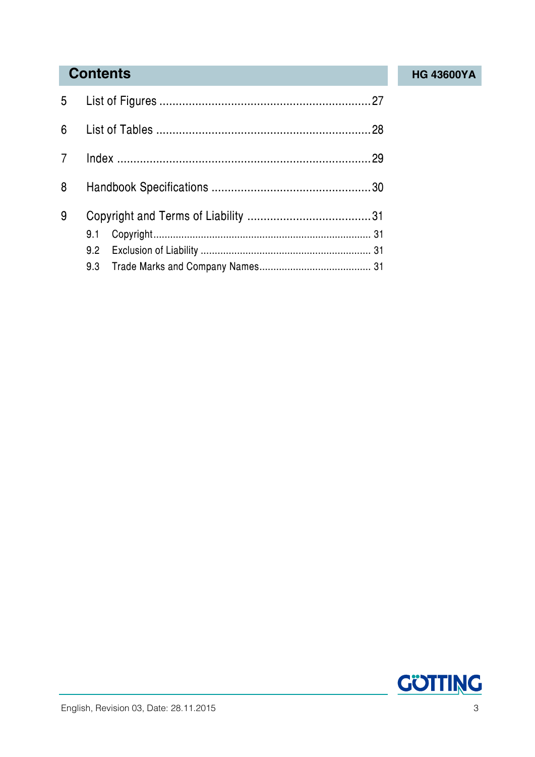# Contents

5 List of Figures .................................................................. 27

6 List of Tables ................................................................... 28

7 Index .............................................................................. 29

8 Handbook Specifications .................................................. 30

9 Copyright and Terms of Liability ........................................ 31

- 9.1 Copyright ............................................................................. 31
- 9.2 Exclusion of Liability ............................................................ 31
- 9.3 Trade Marks and Company Names ........................................ 31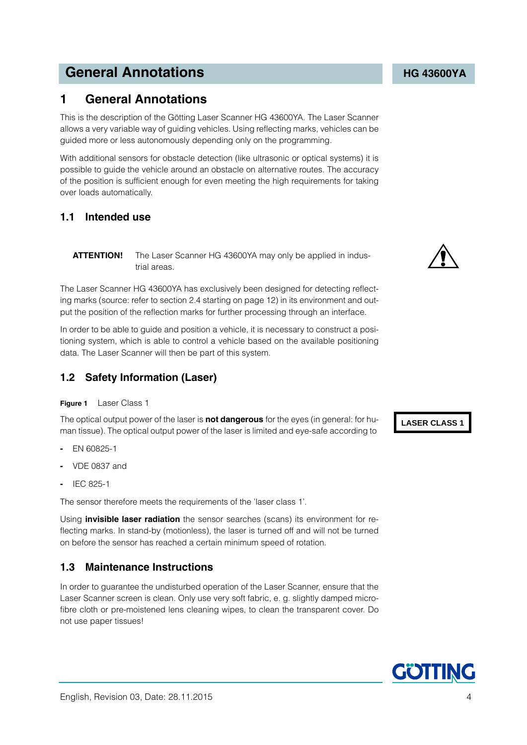# 1 General Annotations

This is the description of the Götting Laser Scanner HG 43600YA. The Laser Scanner allows a very variable way of guiding vehicles. Using reflecting marks, vehicles can be guided more or less autonomously depending only on the programming.

With additional sensors for obstacle detection (like ultrasonic or optical systems) it is possible to guide the vehicle around an obstacle on alternative routes. The accuracy of the position is sufficient enough for even meeting the high requirements for taking over loads automatically.

## 1.1 Intended use

**ATTENTION!** The Laser Scanner HG 43600YA may only be applied in industrial areas.

The Laser Scanner HG 43600YA has exclusively been designed for detecting reflecting marks (source: refer to section 2.4 starting on page 12) in its environment and output the position of the reflection marks for further processing through an interface.

In order to be able to guide and position a vehicle, it is necessary to construct a positioning system, which is able to control a vehicle based on the available positioning data. The Laser Scanner will then be part of this system.

## 1.2 Safety Information (Laser)

**Figure 1** Laser Class 1

**LASER CLASS 1**

The optical output power of the laser is **not dangerous** for the eyes (in general: for human tissue). The optical output power of the laser is limited and eye-safe according to

- EN 60825-1
- VDE 0837 and
- IEC 825-1

The sensor therefore meets the requirements of the 'laser class 1'.

Using **invisible laser radiation** the sensor searches (scans) its environment for reflecting marks. In stand-by (motionless), the laser is turned off and will not be turned on before the sensor has reached a certain minimum speed of rotation.

## 1.3 Maintenance Instructions

In order to guarantee the undisturbed operation of the Laser Scanner, ensure that the Laser Scanner screen is clean. Only use very soft fabric, e. g. slightly damped microfibre cloth or pre-moistened lens cleaning wipes, to clean the transparent cover. Do not use paper tissues!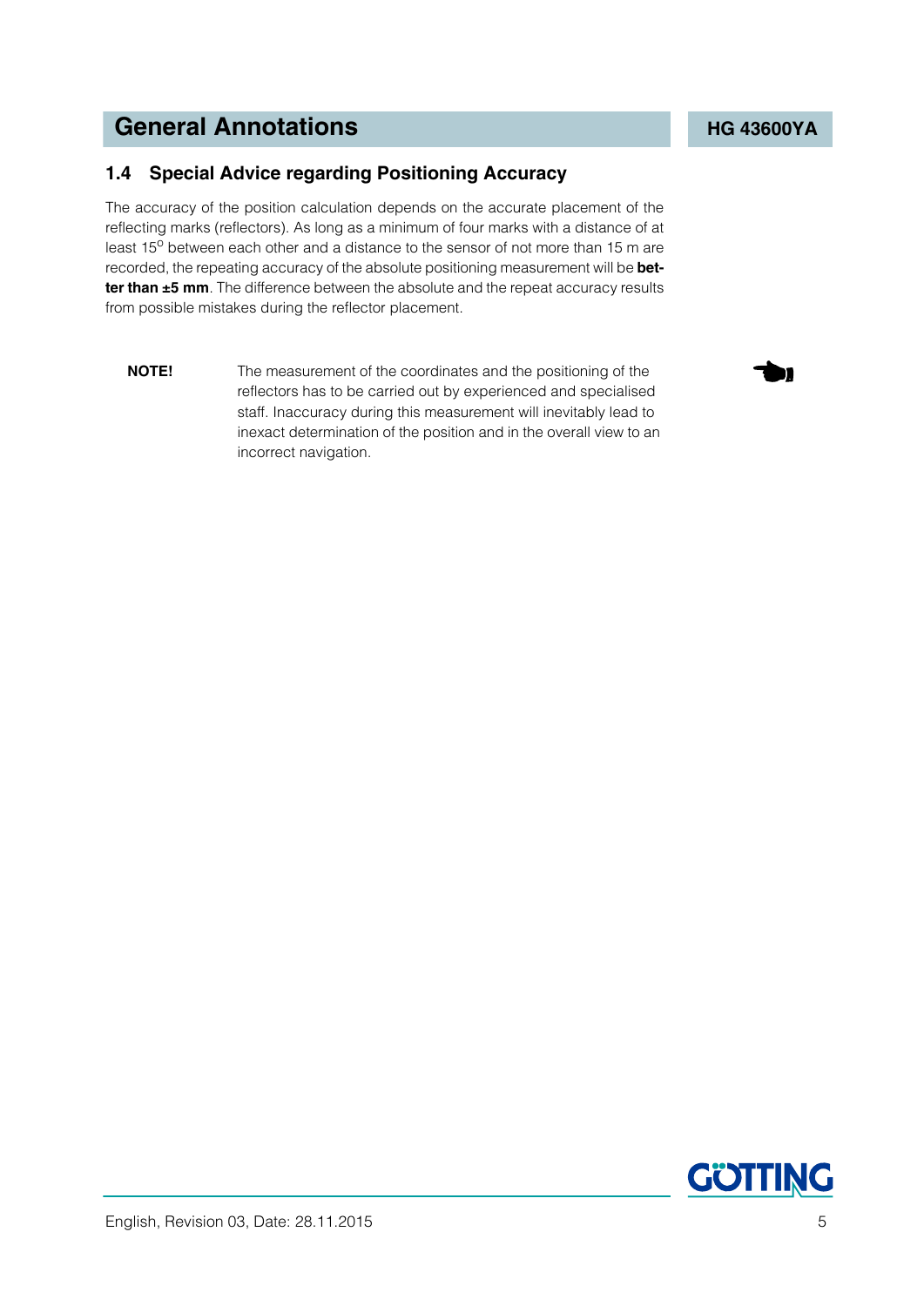## 1.4 Special Advice regarding Positioning Accuracy

The accuracy of the position calculation depends on the accurate placement of the reflecting marks (reflectors). As long as a minimum of four marks with a distance of at least 15° between each other and a distance to the sensor of not more than 15 m are recorded, the repeating accuracy of the absolute positioning measurement will be **better than ±5 mm**. The difference between the absolute and the repeat accuracy results from possible mistakes during the reflector placement.

**NOTE!** The measurement of the coordinates and the positioning of the reflectors has to be carried out by experienced and specialised staff. Inaccuracy during this measurement will inevitably lead to inexact determination of the position and in the overall view to an incorrect navigation.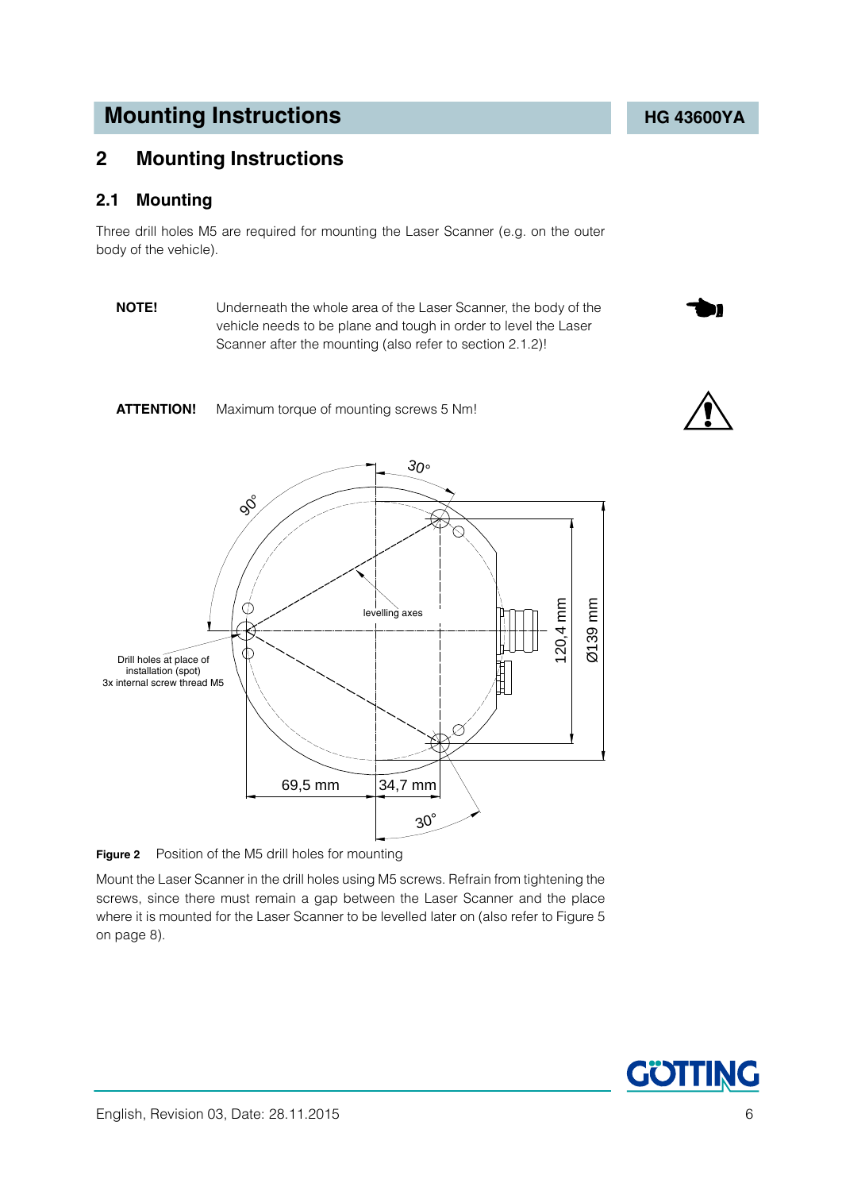## 2 Mounting Instructions

### 2.1 Mounting

Three drill holes M5 are required for mounting the Laser Scanner (e.g. on the outer body of the vehicle).

**NOTE!** Underneath the whole area of the Laser Scanner, the body of the vehicle needs to be plane and tough in order to level the Laser Scanner after the mounting (also refer to section 2.1.2)!

**ATTENTION!** Maximum torque of mounting screws 5 Nm!

**Figure 2** Position of the M5 drill holes for mounting

Mount the Laser Scanner in the drill holes using M5 screws. Refrain from tightening the screws, since there must remain a gap between the Laser Scanner and the place where it is mounted for the Laser Scanner to be levelled later on (also refer to Figure 5 on page 8).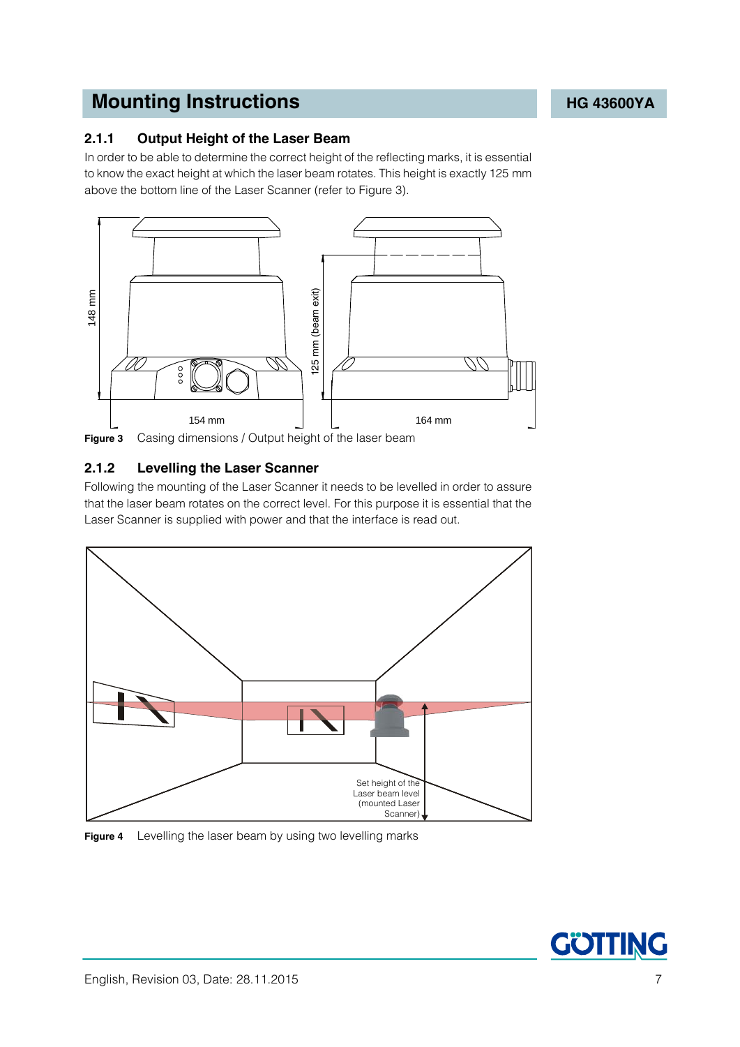## Mounting Instructions

### 2.1.1 Output Height of the Laser Beam

In order to be able to determine the correct height of the reflecting marks, it is essential to know the exact height at which the laser beam rotates. This height is exactly 125 mm above the bottom line of the Laser Scanner (refer to Figure 3).

**Figure 3** Casing dimensions / Output height of the laser beam

### 2.1.2 Levelling the Laser Scanner

Following the mounting of the Laser Scanner it needs to be levelled in order to assure that the laser beam rotates on the correct level. For this purpose it is essential that the Laser Scanner is supplied with power and that the interface is read out.

**Figure 4** Levelling the laser beam by using two levelling marks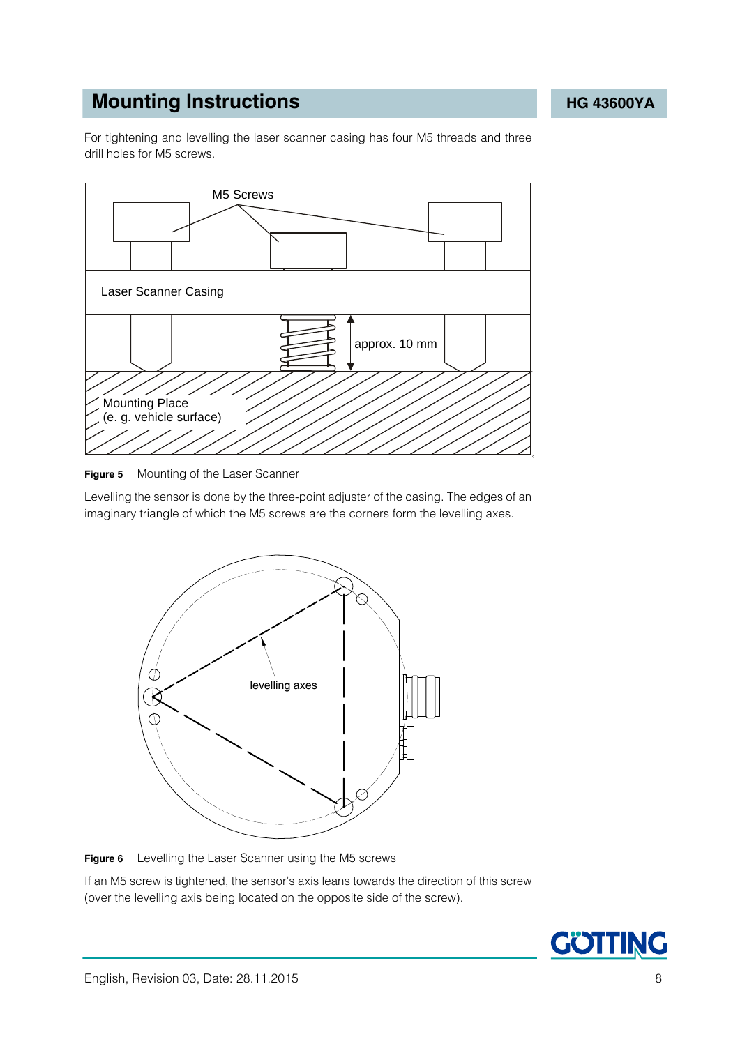# Mounting Instructions

For tightening and levelling the laser scanner casing has four M5 threads and three drill holes for M5 screws.

**Figure 5** Mounting of the Laser Scanner

Levelling the sensor is done by the three-point adjuster of the casing. The edges of an imaginary triangle of which the M5 screws are the corners form the levelling axes.

**Figure 6** Levelling the Laser Scanner using the M5 screws

If an M5 screw is tightened, the sensor's axis leans towards the direction of this screw (over the levelling axis being located on the opposite side of the screw).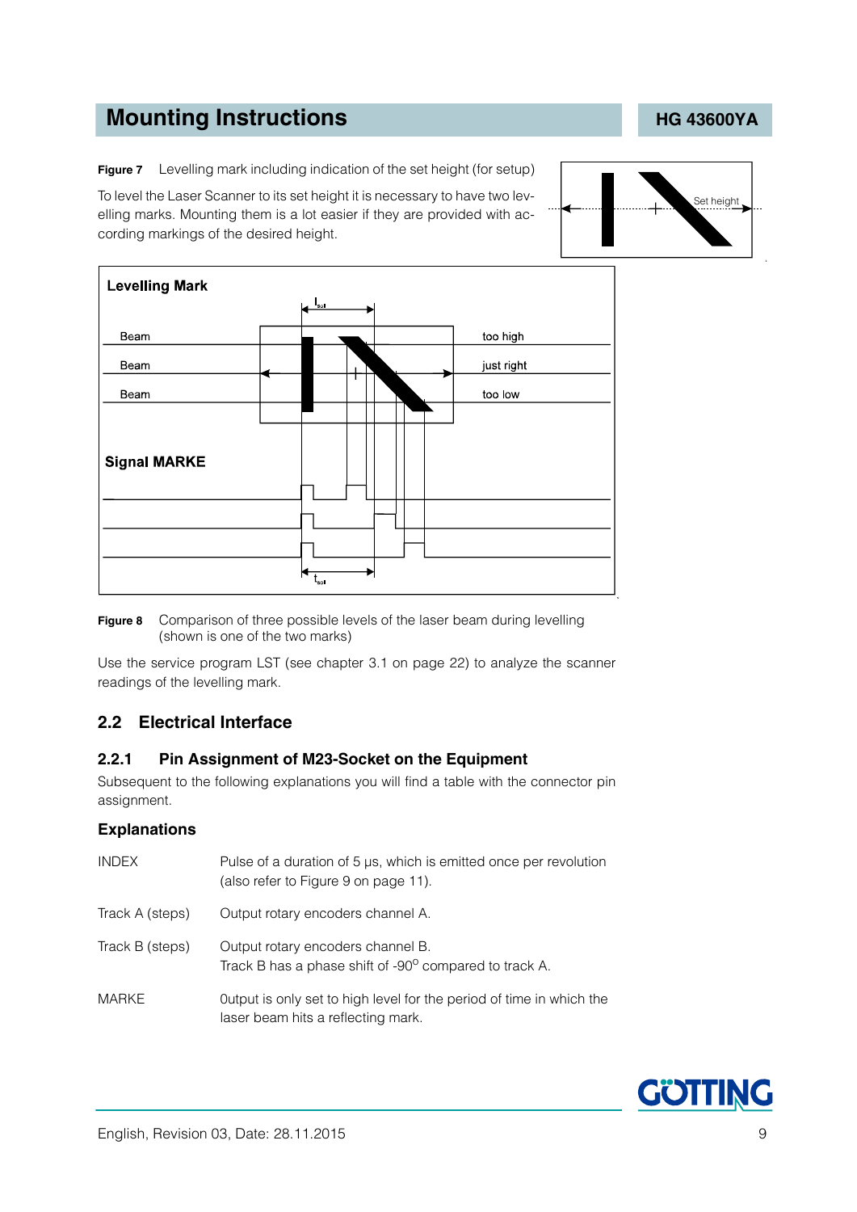**Figure 7** Levelling mark including indication of the set height (for setup)

To level the Laser Scanner to its set height it is necessary to have two levelling marks. Mounting them is a lot easier if they are provided with according markings of the desired height.

**Figure 8** Comparison of three possible levels of the laser beam during levelling (shown is one of the two marks)

Use the service program LST (see chapter 3.1 on page 22) to analyze the scanner readings of the levelling mark.

## 2.2 Electrical Interface

### 2.2.1 Pin Assignment of M23-Socket on the Equipment

Subsequent to the following explanations you will find a table with the connector pin assignment.

#### Explanations

| | |
|---|---|
| INDEX | Pulse of a duration of 5 µs, which is emitted once per revolution (also refer to Figure 9 on page 11). |
| Track A (steps) | Output rotary encoders channel A. |
| Track B (steps) | Output rotary encoders channel B.<br>Track B has a phase shift of $-90^{o}$ compared to track A. |
| MARKE | Output is only set to high level for the period of time in which the laser beam hits a reflecting mark. |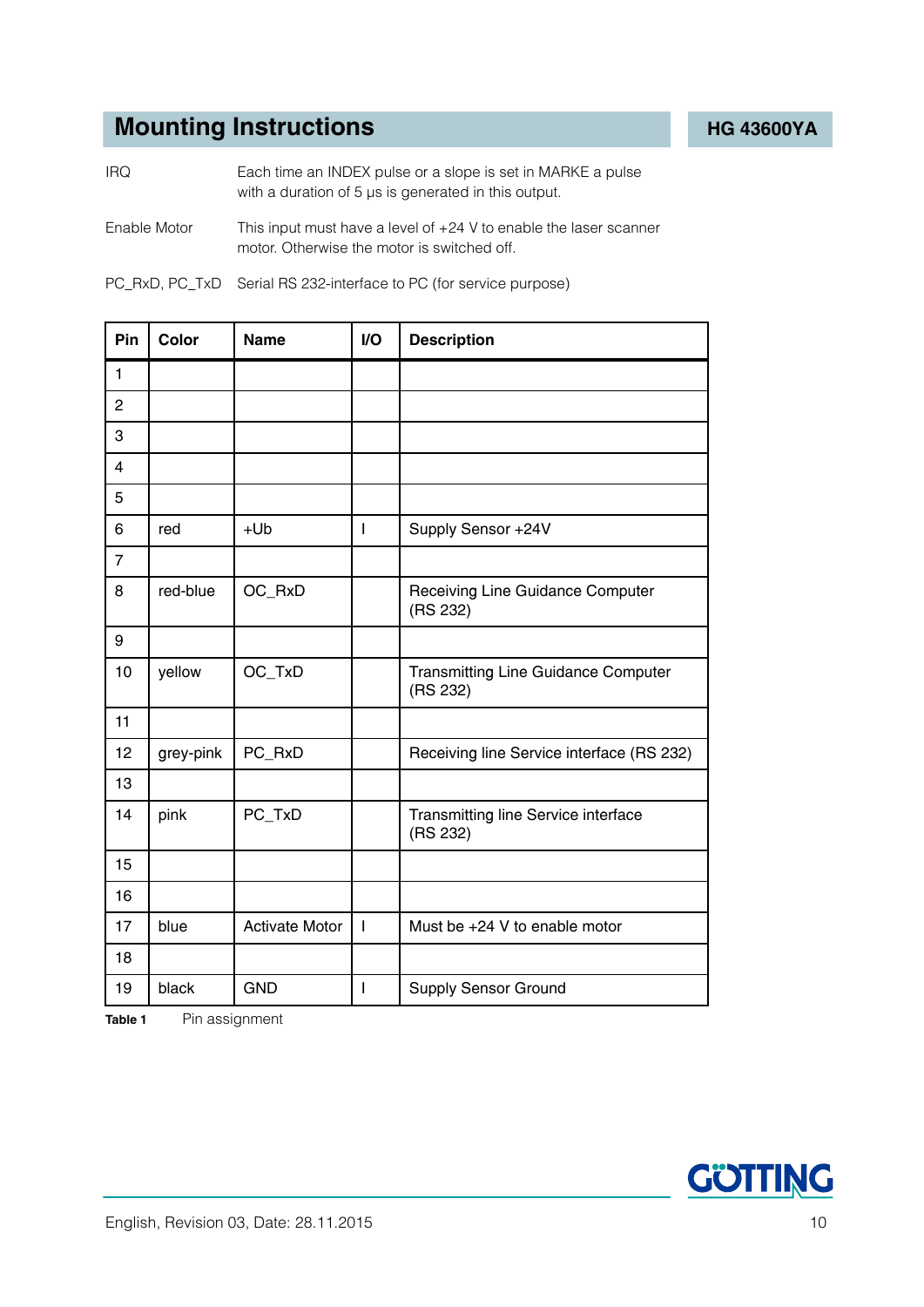| | |
|---|---|
| IRQ | Each time an INDEX pulse or a slope is set in MARKE a pulse with a duration of 5 µs is generated in this output. |
| Enable Motor | This input must have a level of +24 V to enable the laser scanner motor. Otherwise the motor is switched off. |
| PC_RxD, PC_TxD | Serial RS 232-interface to PC (for service purpose) |

| Pin | Color | Name | I/O | Description |
|---|---|---|---|---|
| 1 | | | | |
| 2 | | | | |
| 3 | | | | |
| 4 | | | | |
| 5 | | | | |
| 6 | red | +Ub | I | Supply Sensor +24V |
| 7 | | | | |
| 8 | red-blue | OC_RxD | | Receiving Line Guidance Computer (RS 232) |
| 9 | | | | |
| 10 | yellow | OC_TxD | | Transmitting Line Guidance Computer (RS 232) |
| 11 | | | | |
| 12 | grey-pink | PC_RxD | | Receiving line Service interface (RS 232) |
| 13 | | | | |
| 14 | pink | PC_TxD | | Transmitting line Service interface (RS 232) |
| 15 | | | | |
| 16 | | | | |
| 17 | blue | Activate Motor | I | Must be +24 V to enable motor |
| 18 | | | | |
| 19 | black | GND | I | Supply Sensor Ground |

**Table 1** Pin assignment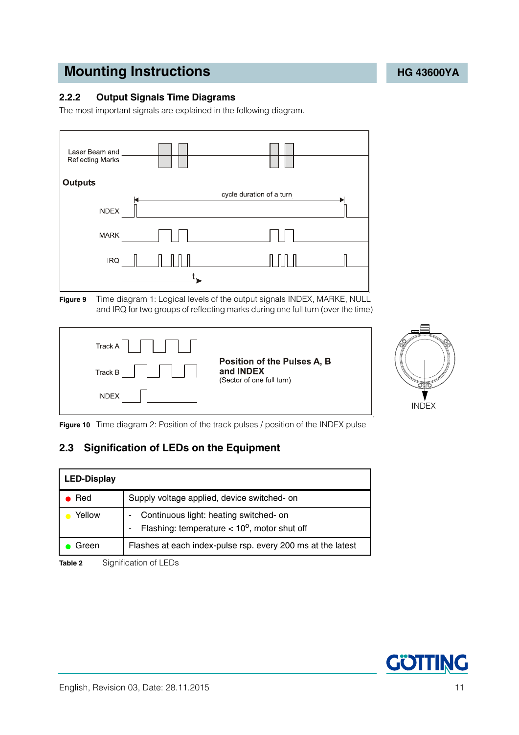## 2.2.2 Output Signals Time Diagrams

The most important signals are explained in the following diagram.

**Figure 9** Time diagram 1: Logical levels of the output signals INDEX, MARKE, NULL and IRQ for two groups of reflecting marks during one full turn (over the time)

**Figure 10** Time diagram 2: Position of the track pulses / position of the INDEX pulse

## 2.3 Signification of LEDs on the Equipment

| LED-Display | |
|---|---|
| ● Red | Supply voltage applied, device switched- on |
| ● Yellow | - Continuous light: heating switched- on<br>- Flashing: temperature < $10^{o}$, motor shut off |
| ● Green | Flashes at each index-pulse rsp. every 200 ms at the latest |

**Table 2** Signification of LEDs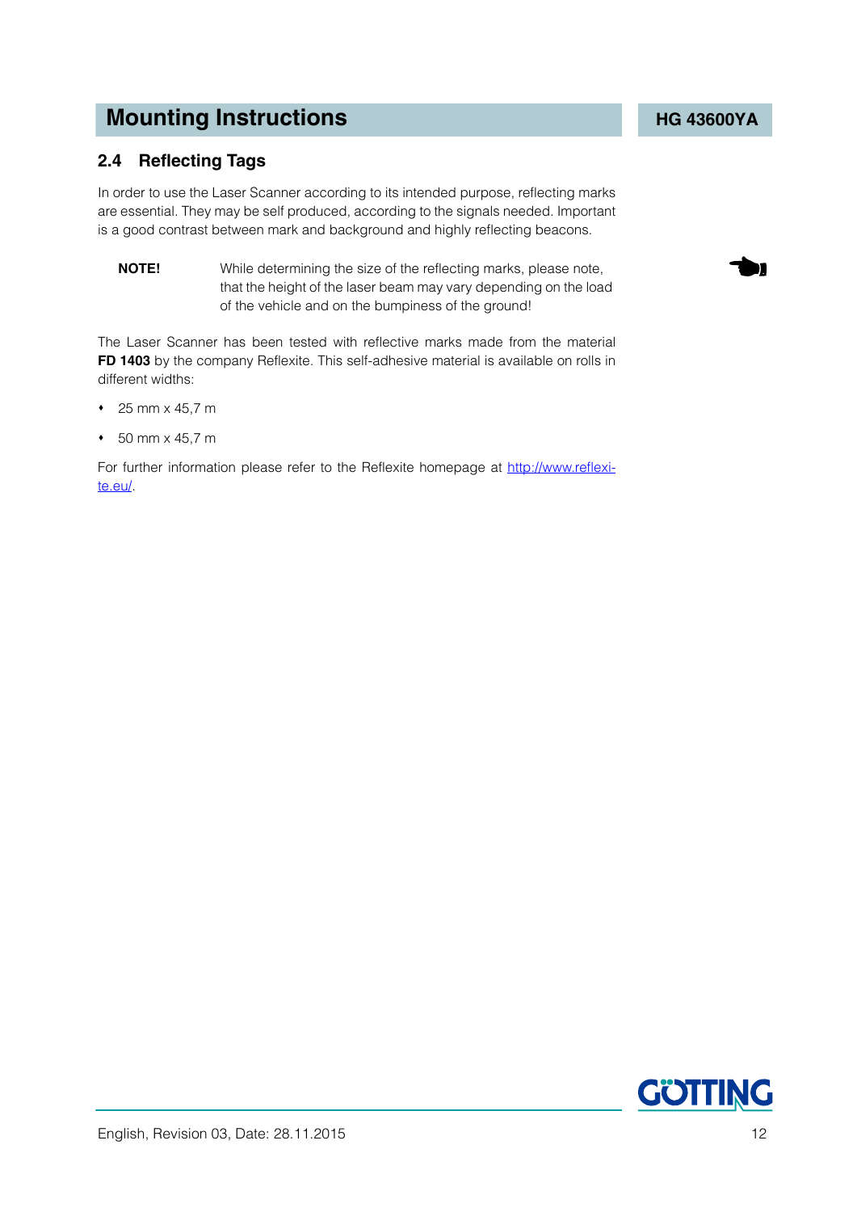## 2.4 Reflecting Tags

In order to use the Laser Scanner according to its intended purpose, reflecting marks are essential. They may be self produced, according to the signals needed. Important is a good contrast between mark and background and highly reflecting beacons.

**NOTE!** While determining the size of the reflecting marks, please note, that the height of the laser beam may vary depending on the load of the vehicle and on the bumpiness of the ground!

The Laser Scanner has been tested with reflective marks made from the material **FD 1403** by the company Reflexite. This self-adhesive material is available on rolls in different widths:

- 25 mm x 45,7 m
- 50 mm x 45,7 m

For further information please refer to the Reflexite homepage at http://www.reflexite.eu/.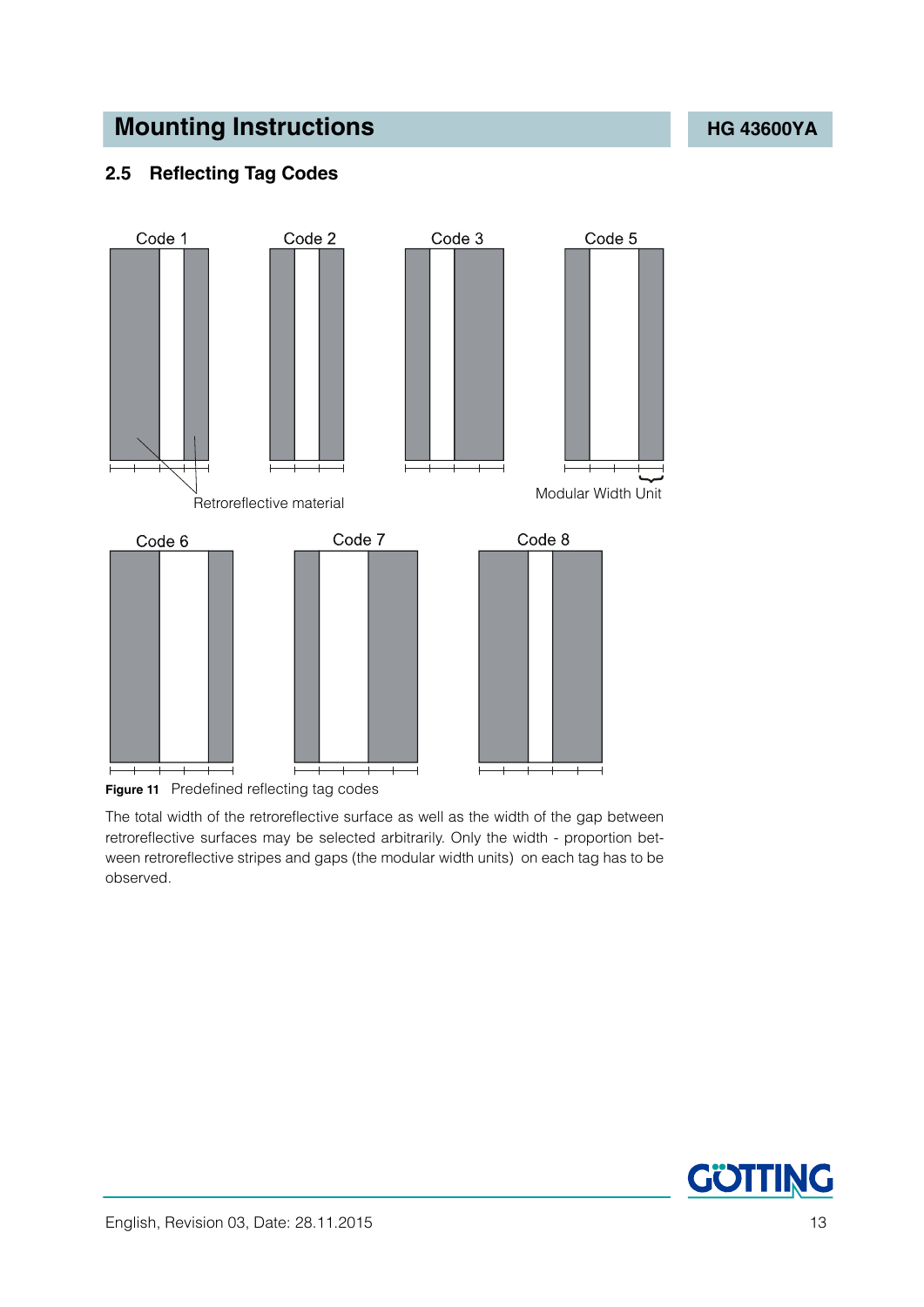## 2.5 Reflecting Tag Codes

Code 1 Code 2 Code 3 Code 5

Retroreflective material

Modular Width Unit

Code 6 Code 7 Code 8

**Figure 11** Predefined reflecting tag codes

The total width of the retroreflective surface as well as the width of the gap between retroreflective surfaces may be selected arbitrarily. Only the width - proportion between retroreflective stripes and gaps (the modular width units) on each tag has to be observed.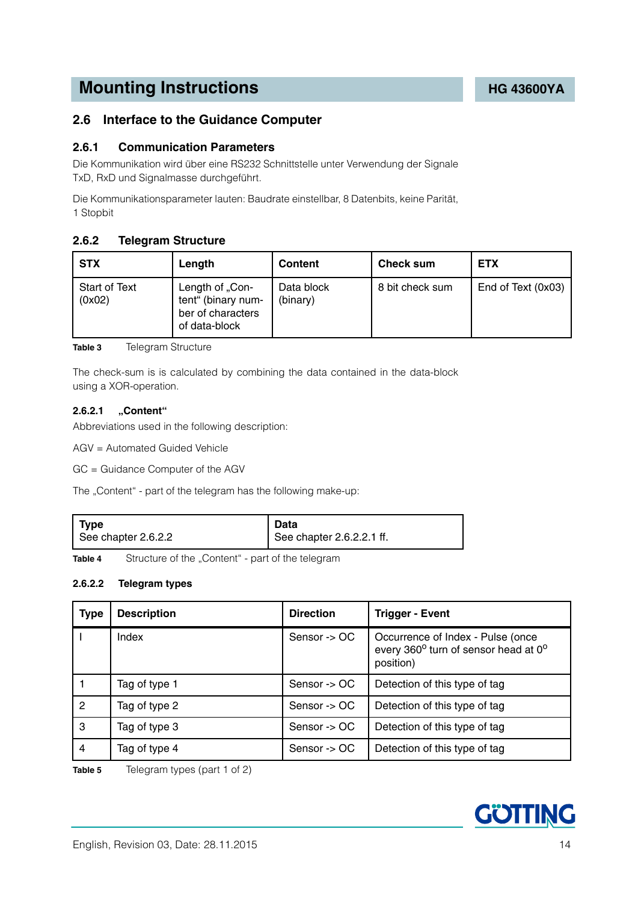## 2.6 Interface to the Guidance Computer

### 2.6.1 Communication Parameters

Die Kommunikation wird über eine RS232 Schnittstelle unter Verwendung der Signale TxD, RxD und Signalmasse durchgeführt.

Die Kommunikationsparameter lauten: Baudrate einstellbar, 8 Datenbits, keine Parität, 1 Stopbit

### 2.6.2 Telegram Structure

| STX | Length | Content | Check sum | ETX |
|---|---|---|---|---|
| Start of Text (0x02) | Length of „Content“ (binary number of characters of data-block | Data block (binary) | 8 bit check sum | End of Text (0x03) |

**Table 3** Telegram Structure

The check-sum is is calculated by combining the data contained in the data-block using a XOR-operation.

#### 2.6.2.1 „Content“

Abbreviations used in the following description:

AGV = Automated Guided Vehicle

GC = Guidance Computer of the AGV

The „Content“ - part of the telegram has the following make-up:

| Type<br>See chapter 2.6.2.2 | Data<br>See chapter 2.6.2.2.1 ff. |
|---|---|

**Table 4** Structure of the „Content“ - part of the telegram

#### 2.6.2.2 Telegram types

| Type | Description | Direction | Trigger - Event |
|---|---|---|---|
| I | Index | Sensor -> OC | Occurrence of Index - Pulse (once every 360° turn of sensor head at 0° position) |
| 1 | Tag of type 1 | Sensor -> OC | Detection of this type of tag |
| 2 | Tag of type 2 | Sensor -> OC | Detection of this type of tag |
| 3 | Tag of type 3 | Sensor -> OC | Detection of this type of tag |
| 4 | Tag of type 4 | Sensor -> OC | Detection of this type of tag |

**Table 5** Telegram types (part 1 of 2)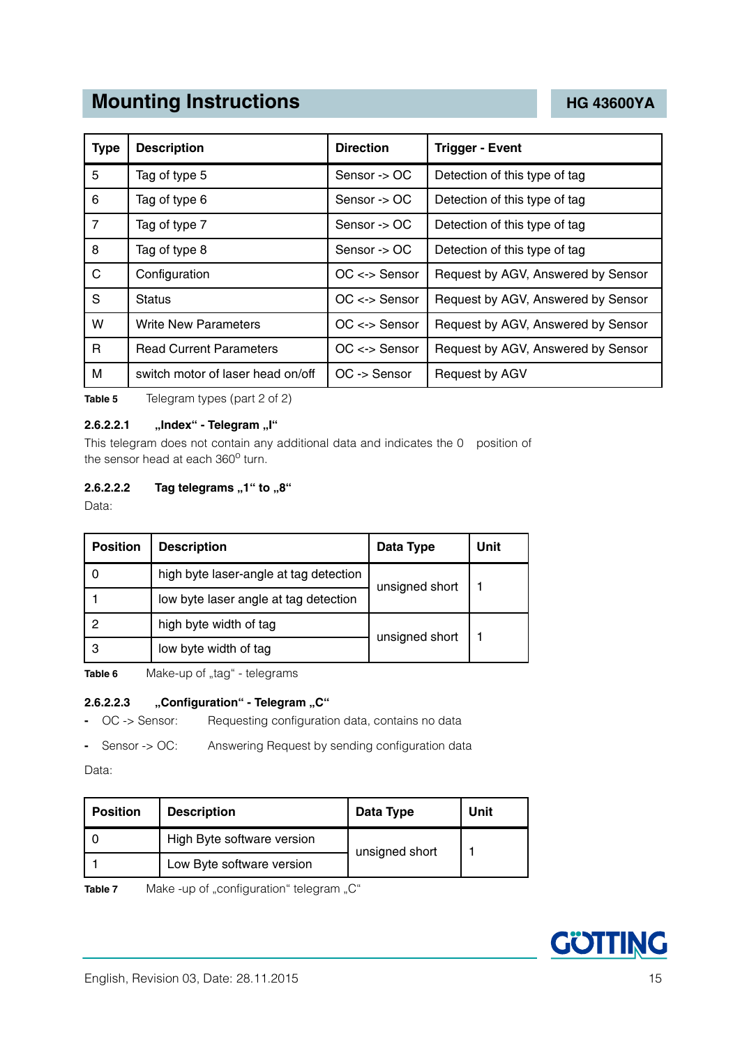| Type | Description | Direction | Trigger - Event |
|---|---|---|---|
| 5 | Tag of type 5 | Sensor -> OC | Detection of this type of tag |
| 6 | Tag of type 6 | Sensor -> OC | Detection of this type of tag |
| 7 | Tag of type 7 | Sensor -> OC | Detection of this type of tag |
| 8 | Tag of type 8 | Sensor -> OC | Detection of this type of tag |
| C | Configuration | OC <-> Sensor | Request by AGV, Answered by Sensor |
| S | Status | OC <-> Sensor | Request by AGV, Answered by Sensor |
| W | Write New Parameters | OC <-> Sensor | Request by AGV, Answered by Sensor |
| R | Read Current Parameters | OC <-> Sensor | Request by AGV, Answered by Sensor |
| M | switch motor of laser head on/off | OC -> Sensor | Request by AGV |

**Table 5** Telegram types (part 2 of 2)

#### 2.6.2.2.1 „Index“ - Telegram „I“

This telegram does not contain any additional data and indicates the 0 position of the sensor head at each 360° turn.

#### 2.6.2.2.2 Tag telegrams „1“ to „8“

Data:

| Position | Description | Data Type | Unit |
|---|---|---|---|
| 0 | high byte laser-angle at tag detection | unsigned short | 1 |
| 1 | low byte laser angle at tag detection | | |
| 2 | high byte width of tag | unsigned short | 1 |
| 3 | low byte width of tag | | |

**Table 6** Make-up of „tag“ - telegrams

#### 2.6.2.2.3 „Configuration“ - Telegram „C“

- OC -> Sensor: Requesting configuration data, contains no data
- Sensor -> OC: Answering Request by sending configuration data

Data:

| Position | Description | Data Type | Unit |
|---|---|---|---|
| 0 | High Byte software version | unsigned short | 1 |
| 1 | Low Byte software version | | |

**Table 7** Make -up of „configuration“ telegram „C“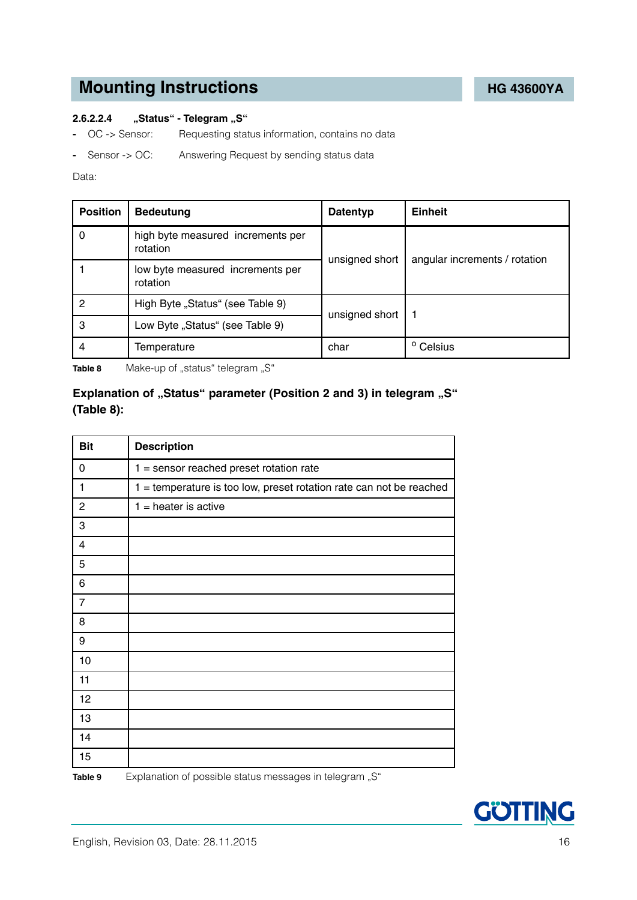#### 2.6.2.2.4 „Status“ - Telegram „S“

- OC -> Sensor: Requesting status information, contains no data
- Sensor -> OC: Answering Request by sending status data

Data:

| Position | Bedeutung | Datentyp | Einheit |
|---|---|---|---|
| 0 | high byte measured increments per rotation | unsigned short | angular increments / rotation |
| 1 | low byte measured increments per rotation | | |
| 2 | High Byte „Status“ (see Table 9) | unsigned short | 1 |
| 3 | Low Byte „Status“ (see Table 9) | | |
| 4 | Temperature | char | ° Celsius |

**Table 8** Make-up of „status“ telegram „S“

**Explanation of „Status“ parameter (Position 2 and 3) in telegram „S“ (Table 8):**

| Bit | Description |
|---|---|
| 0 | 1 = sensor reached preset rotation rate |
| 1 | 1 = temperature is too low, preset rotation rate can not be reached |
| 2 | 1 = heater is active |
| 3 | |
| 4 | |
| 5 | |
| 6 | |
| 7 | |
| 8 | |
| 9 | |
| 10 | |
| 11 | |
| 12 | |
| 13 | |
| 14 | |
| 15 | |

**Table 9** Explanation of possible status messages in telegram „S“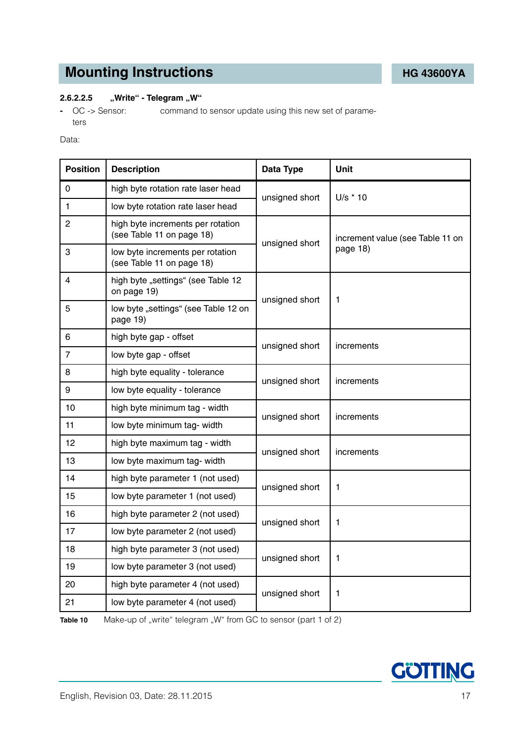#### 2.6.2.2.5 „Write“ - Telegram „W“

- OC -> Sensor: command to sensor update using this new set of parameters

Data:

| Position | Description | Data Type | Unit |
|---|---|---|---|
| 0 | high byte rotation rate laser head | unsigned short | U/s * 10 |
| 1 | low byte rotation rate laser head | | |
| 2 | high byte increments per rotation (see Table 11 on page 18) | unsigned short | increment value (see Table 11 on page 18) |
| 3 | low byte increments per rotation (see Table 11 on page 18) | | |
| 4 | high byte „settings“ (see Table 12 on page 19) | unsigned short | 1 |
| 5 | low byte „settings“ (see Table 12 on page 19) | | |
| 6 | high byte gap - offset | unsigned short | increments |
| 7 | low byte gap - offset | | |
| 8 | high byte equality - tolerance | unsigned short | increments |
| 9 | low byte equality - tolerance | | |
| 10 | high byte minimum tag - width | unsigned short | increments |
| 11 | low byte minimum tag- width | | |
| 12 | high byte maximum tag - width | unsigned short | increments |
| 13 | low byte maximum tag- width | | |
| 14 | high byte parameter 1 (not used) | unsigned short | 1 |
| 15 | low byte parameter 1 (not used) | | |
| 16 | high byte parameter 2 (not used) | unsigned short | 1 |
| 17 | low byte parameter 2 (not used) | | |
| 18 | high byte parameter 3 (not used) | unsigned short | 1 |
| 19 | low byte parameter 3 (not used) | | |
| 20 | high byte parameter 4 (not used) | unsigned short | 1 |
| 21 | low byte parameter 4 (not used) | | |

**Table 10** Make-up of „write“ telegram „W“ from GC to sensor (part 1 of 2)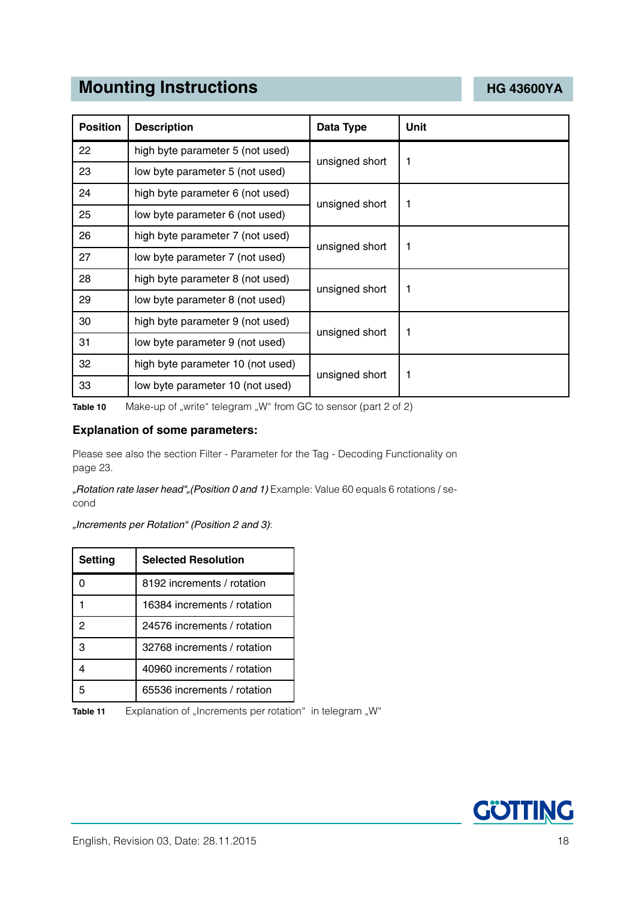| Position | Description | Data Type | Unit |
|---|---|---|---|
| 22 | high byte parameter 5 (not used) | unsigned short | 1 |
| 23 | low byte parameter 5 (not used) | | |
| 24 | high byte parameter 6 (not used) | unsigned short | 1 |
| 25 | low byte parameter 6 (not used) | | |
| 26 | high byte parameter 7 (not used) | unsigned short | 1 |
| 27 | low byte parameter 7 (not used) | | |
| 28 | high byte parameter 8 (not used) | unsigned short | 1 |
| 29 | low byte parameter 8 (not used) | | |
| 30 | high byte parameter 9 (not used) | unsigned short | 1 |
| 31 | low byte parameter 9 (not used) | | |
| 32 | high byte parameter 10 (not used) | unsigned short | 1 |
| 33 | low byte parameter 10 (not used) | | |

**Table 10** Make-up of „write“ telegram „W“ from GC to sensor (part 2 of 2)

### Explanation of some parameters:

Please see also the section Filter - Parameter for the Tag - Decoding Functionality on page 23.

*„Rotation rate laser head“„(Position 0 and 1)* Example: Value 60 equals 6 rotations / second

*„Increments per Rotation“ (Position 2 and 3)*:

| Setting | Selected Resolution |
|---|---|
| 0 | 8192 increments / rotation |
| 1 | 16384 increments / rotation |
| 2 | 24576 increments / rotation |
| 3 | 32768 increments / rotation |
| 4 | 40960 increments / rotation |
| 5 | 65536 increments / rotation |

**Table 11** Explanation of „Increments per rotation“ in telegram „W“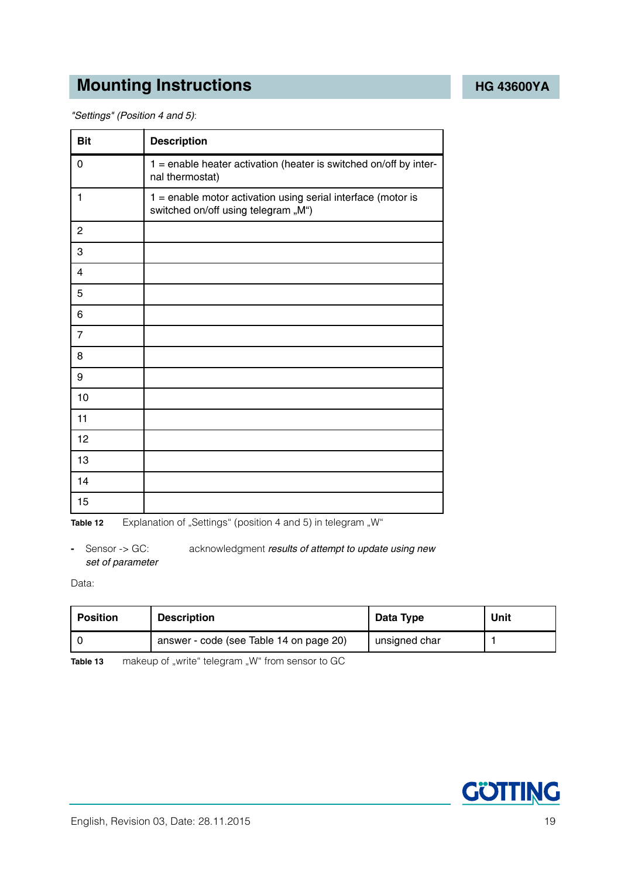*"Settings" (Position 4 and 5)*:

| Bit | Description |
|---|---|
| 0 | 1 = enable heater activation (heater is switched on/off by internal thermostat) |
| 1 | 1 = enable motor activation using serial interface (motor is switched on/off using telegram „M“) |
| 2 | |
| 3 | |
| 4 | |
| 5 | |
| 6 | |
| 7 | |
| 8 | |
| 9 | |
| 10 | |
| 11 | |
| 12 | |
| 13 | |
| 14 | |
| 15 | |

**Table 12** Explanation of „Settings“ (position 4 and 5) in telegram „W“

- Sensor -> GC: acknowledgment *results of attempt to update using new set of parameter*

Data:

| Position | Description | Data Type | Unit |
|---|---|---|---|
| 0 | answer - code (see Table 14 on page 20) | unsigned char | 1 |

**Table 13** makeup of „write“ telegram „W“ from sensor to GC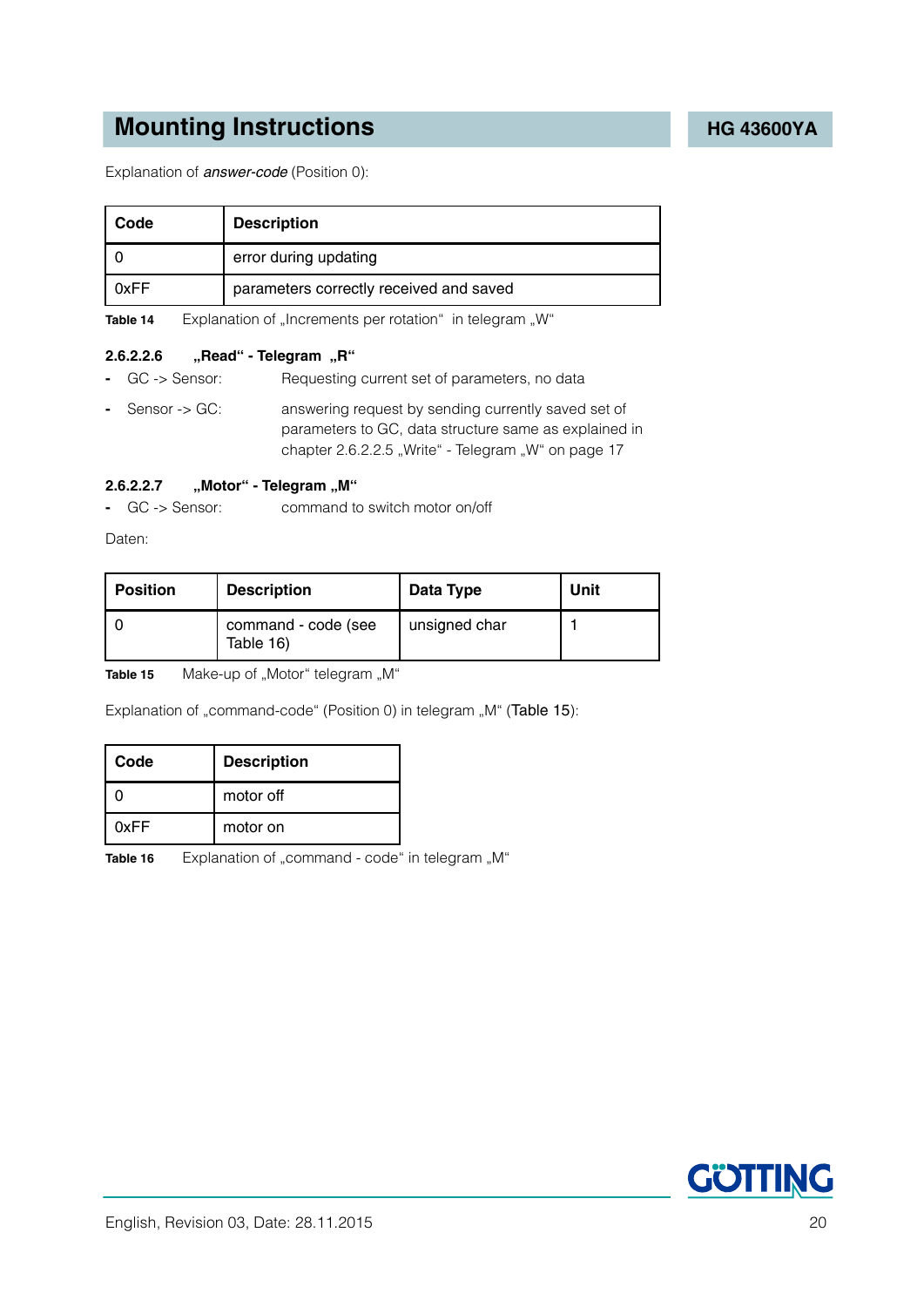Explanation of *answer-code* (Position 0):

| Code | Description |
| --- | --- |
| 0 | error during updating |
| 0xFF | parameters correctly received and saved |

**Table 14** Explanation of „Increments per rotation“ in telegram „W“

#### 2.6.2.2.6 „Read“ - Telegram „R“

- GC -> Sensor: Requesting current set of parameters, no data
- Sensor -> GC: answering request by sending currently saved set of parameters to GC, data structure same as explained in chapter 2.6.2.2.5 „Write“ - Telegram „W“ on page 17

#### 2.6.2.2.7 „Motor“ - Telegram „M“

- GC -> Sensor: command to switch motor on/off

Daten:

| Position | Description | Data Type | Unit |
| --- | --- | --- | --- |
| 0 | command - code (see Table 16) | unsigned char | 1 |

**Table 15** Make-up of „Motor“ telegram „M“

Explanation of „command-code“ (Position 0) in telegram „M“ (Table 15):

| Code | Description |
| --- | --- |
| 0 | motor off |
| 0xFF | motor on |

**Table 16** Explanation of „command - code“ in telegram „M“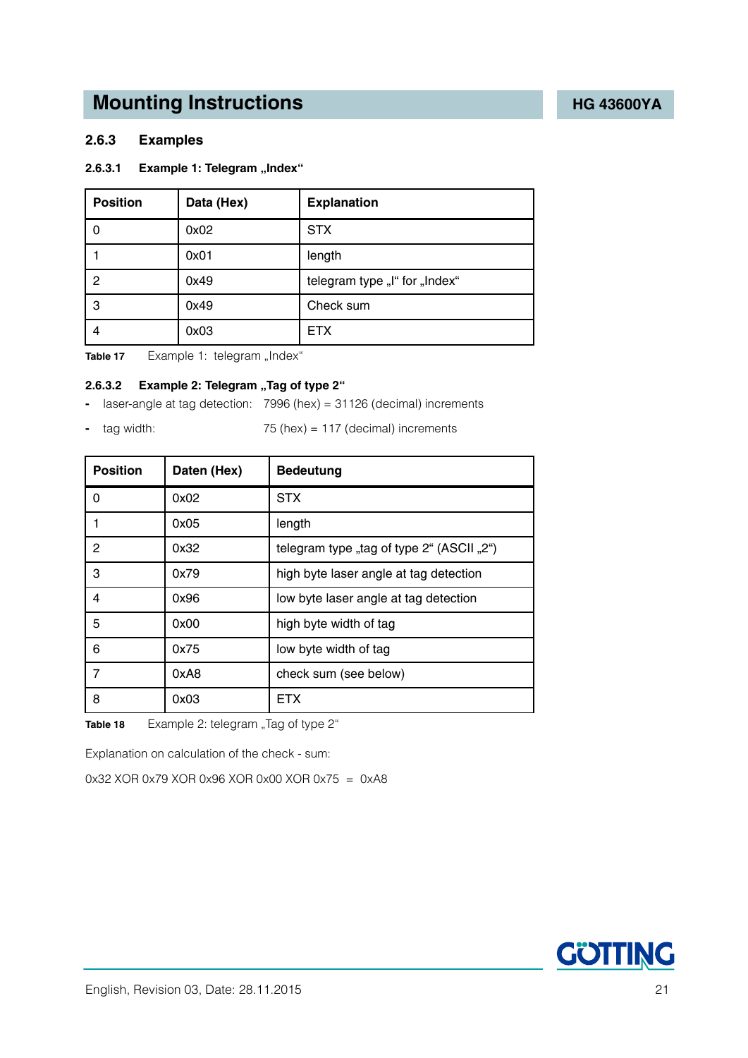## 2.6.3 Examples

### 2.6.3.1 Example 1: Telegram „Index“

| Position | Data (Hex) | Explanation |
|---|---|---|
| 0 | 0x02 | STX |
| 1 | 0x01 | length |
| 2 | 0x49 | telegram type „I“ for „Index“ |
| 3 | 0x49 | Check sum |
| 4 | 0x03 | ETX |

**Table 17** Example 1: telegram „Index“

### 2.6.3.2 Example 2: Telegram „Tag of type 2“

- laser-angle at tag detection: 7996 (hex) = 31126 (decimal) increments
- tag width: 75 (hex) = 117 (decimal) increments

| Position | Daten (Hex) | Bedeutung |
|---|---|---|
| 0 | 0x02 | STX |
| 1 | 0x05 | length |
| 2 | 0x32 | telegram type „tag of type 2“ (ASCII „2“) |
| 3 | 0x79 | high byte laser angle at tag detection |
| 4 | 0x96 | low byte laser angle at tag detection |
| 5 | 0x00 | high byte width of tag |
| 6 | 0x75 | low byte width of tag |
| 7 | 0xA8 | check sum (see below) |
| 8 | 0x03 | ETX |

**Table 18** Example 2: telegram „Tag of type 2“

Explanation on calculation of the check - sum:

0x32 XOR 0x79 XOR 0x96 XOR 0x00 XOR 0x75 = 0xA8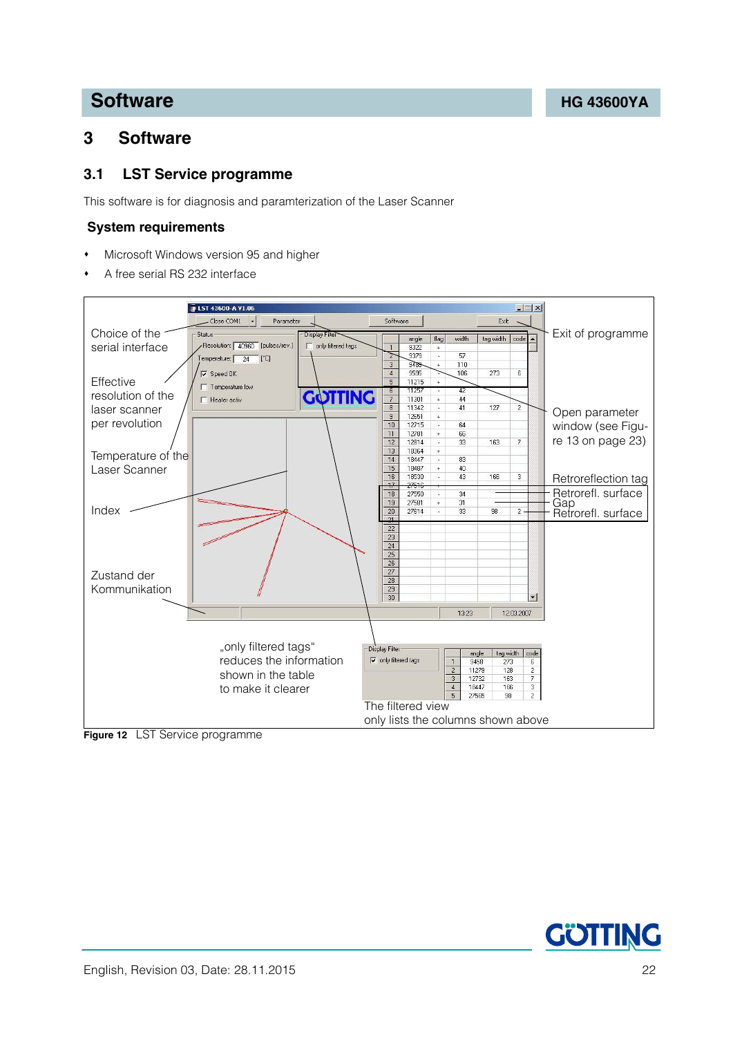# 3 Software

## 3.1 LST Service programme

This software is for diagnosis and paramterization of the Laser Scanner

### System requirements

- Microsoft Windows version 95 and higher
- A free serial RS 232 interface

Choice of the serial interface

Effective resolution of the laser scanner per revolution

Temperature of the Laser Scanner

Index

Zustand der Kommunikation

Exit of programme

Open parameter window (see Figure 13 on page 23)

Retroreflection tag
Retrorefl. surface
Gap
Retrorefl. surface

„only filtered tags“ reduces the information shown in the table to make it clearer

The filtered view only lists the columns shown above

**Figure 12** LST Service programme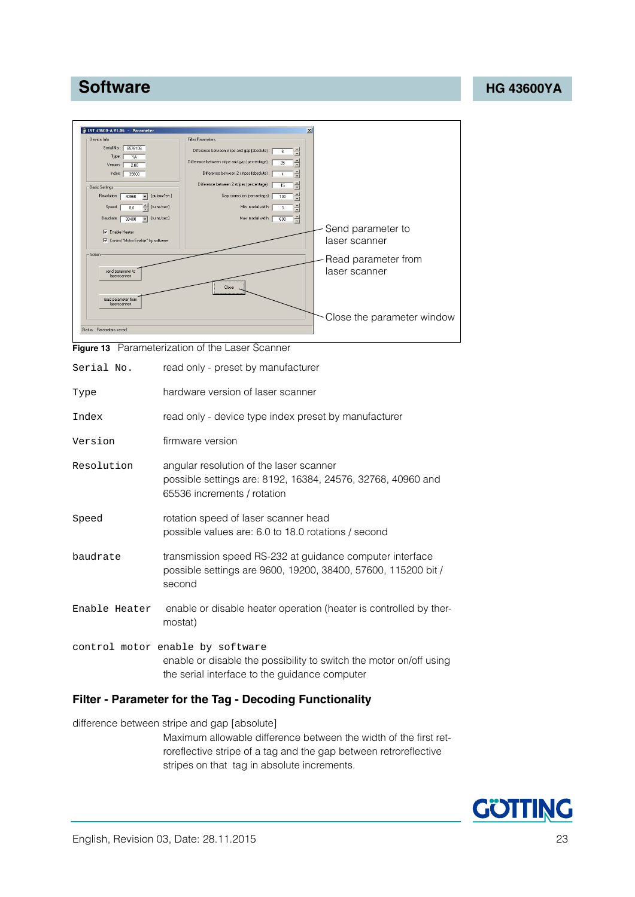# Software

Send parameter to laser scanner

Read parameter from laser scanner

Close the parameter window

**Figure 13** Parameterization of the Laser Scanner

`Serial No.` read only - preset by manufacturer

`Type` hardware version of laser scanner

`Index` read only - device type index preset by manufacturer

`Version` firmware version

`Resolution` angular resolution of the laser scanner
possible settings are: 8192, 16384, 24576, 32768, 40960 and 65536 increments / rotation

`Speed` rotation speed of laser scanner head
possible values are: 6.0 to 18.0 rotations / second

`baudrate` transmission speed RS-232 at guidance computer interface
possible settings are 9600, 19200, 38400, 57600, 115200 bit / second

`Enable Heater` enable or disable heater operation (heater is controlled by thermostat)

`control motor enable by software`
enable or disable the possibility to switch the motor on/off using the serial interface to the guidance computer

### Filter - Parameter for the Tag - Decoding Functionality

difference between stripe and gap [absolute]
Maximum allowable difference between the width of the first retroreflective stripe of a tag and the gap between retroreflective stripes on that tag in absolute increments.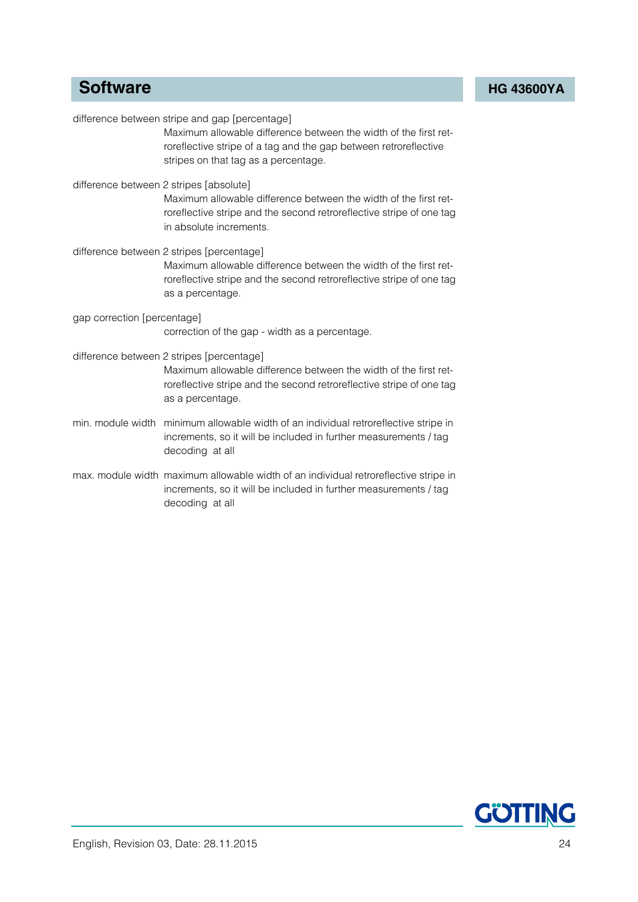difference between stripe and gap [percentage]

Maximum allowable difference between the width of the first retroreflective stripe of a tag and the gap between retroreflective stripes on that tag as a percentage.

difference between 2 stripes [absolute]

Maximum allowable difference between the width of the first retroreflective stripe and the second retroreflective stripe of one tag in absolute increments.

difference between 2 stripes [percentage]

Maximum allowable difference between the width of the first retroreflective stripe and the second retroreflective stripe of one tag as a percentage.

gap correction [percentage]

correction of the gap - width as a percentage.

difference between 2 stripes [percentage]

Maximum allowable difference between the width of the first retroreflective stripe and the second retroreflective stripe of one tag as a percentage.

min. module width

minimum allowable width of an individual retroreflective stripe in increments, so it will be included in further measurements / tag decoding at all

max. module width

maximum allowable width of an individual retroreflective stripe in increments, so it will be included in further measurements / tag decoding at all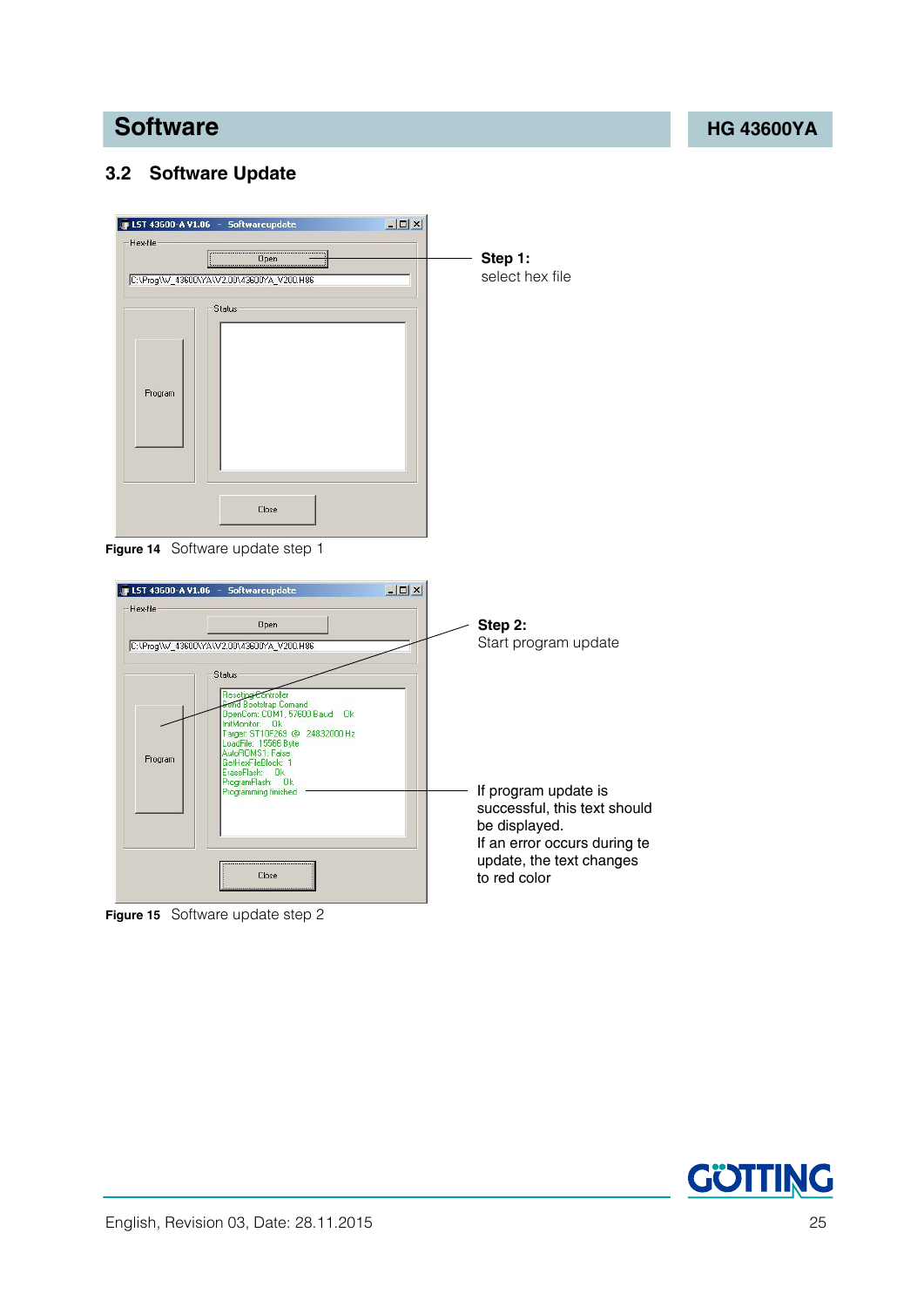## 3.2 Software Update

**Step 1:**
select hex file

Figure 14 Software update step 1

**Step 2:**
Start program update

If program update is successful, this text should be displayed.
If an error occurs during te update, the text changes to red color

Figure 15 Software update step 2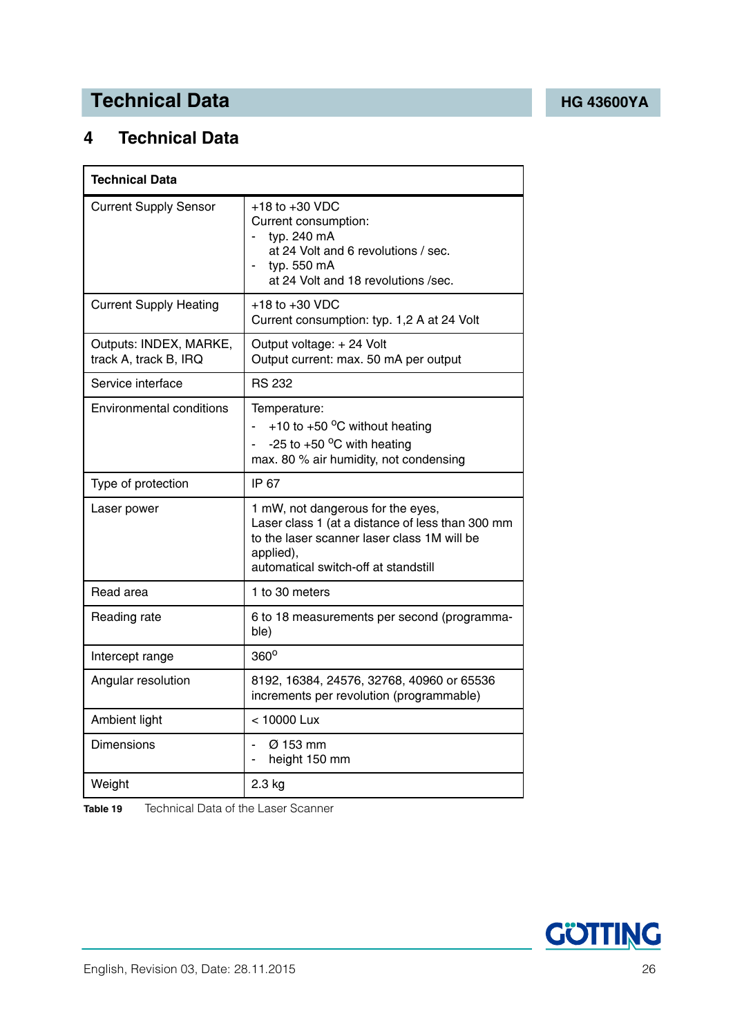# 4 Technical Data

| Technical Data | |
|---|---|
| Current Supply Sensor | +18 to +30 VDC<br>Current consumption:<br>- typ. 240 mA at 24 Volt and 6 revolutions / sec.<br>- typ. 550 mA at 24 Volt and 18 revolutions /sec. |
| Current Supply Heating | +18 to +30 VDC<br>Current consumption: typ. 1,2 A at 24 Volt |
| Outputs: INDEX, MARKE, track A, track B, IRQ | Output voltage: + 24 Volt<br>Output current: max. 50 mA per output |
| Service interface | RS 232 |
| Environmental conditions | Temperature:<br>- +10 to +50 °C without heating<br>- -25 to +50 °C with heating<br>max. 80 % air humidity, not condensing |
| Type of protection | IP 67 |
| Laser power | 1 mW, not dangerous for the eyes,<br>Laser class 1 (at a distance of less than 300 mm to the laser scanner laser class 1M will be applied),<br>automatical switch-off at standstill |
| Read area | 1 to 30 meters |
| Reading rate | 6 to 18 measurements per second (programmable) |
| Intercept range | 360° |
| Angular resolution | 8192, 16384, 24576, 32768, 40960 or 65536 increments per revolution (programmable) |
| Ambient light | < 10000 Lux |
| Dimensions | - Ø 153 mm<br>- height 150 mm |
| Weight | 2.3 kg |

**Table 19** Technical Data of the Laser Scanner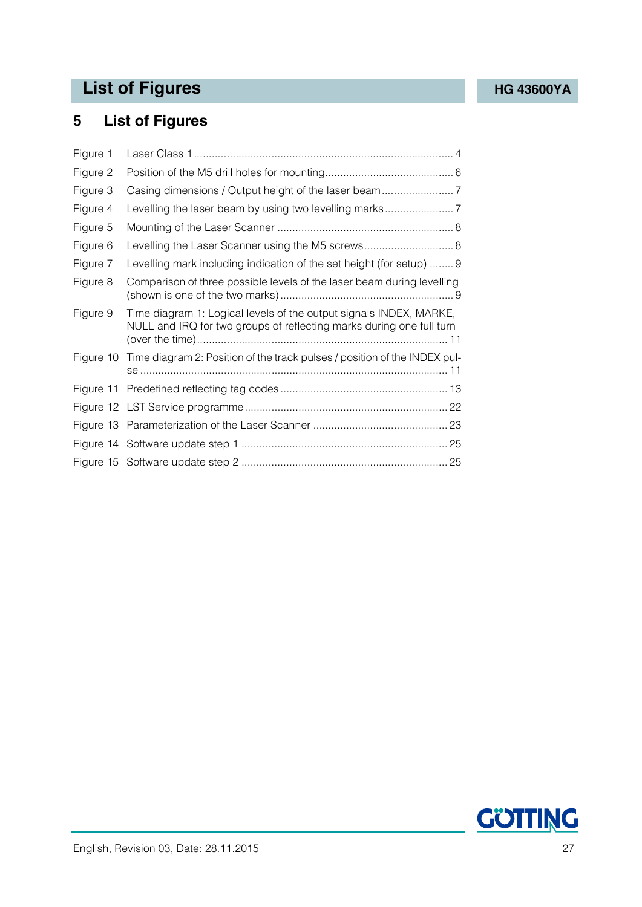# 5 List of Figures

| | | |
|---|---|---|
| Figure 1 | Laser Class 1 | 4 |
| Figure 2 | Position of the M5 drill holes for mounting | 6 |
| Figure 3 | Casing dimensions / Output height of the laser beam | 7 |
| Figure 4 | Levelling the laser beam by using two levelling marks | 7 |
| Figure 5 | Mounting of the Laser Scanner | 8 |
| Figure 6 | Levelling the Laser Scanner using the M5 screws | 8 |
| Figure 7 | Levelling mark including indication of the set height (for setup) | 9 |
| Figure 8 | Comparison of three possible levels of the laser beam during levelling (shown is one of the two marks) | 9 |
| Figure 9 | Time diagram 1: Logical levels of the output signals INDEX, MARKE, NULL and IRQ for two groups of reflecting marks during one full turn (over the time) | 11 |
| Figure 10 | Time diagram 2: Position of the track pulses / position of the INDEX pulse | 11 |
| Figure 11 | Predefined reflecting tag codes | 13 |
| Figure 12 | LST Service programme | 22 |
| Figure 13 | Parameterization of the Laser Scanner | 23 |
| Figure 14 | Software update step 1 | 25 |
| Figure 15 | Software update step 2 | 25 |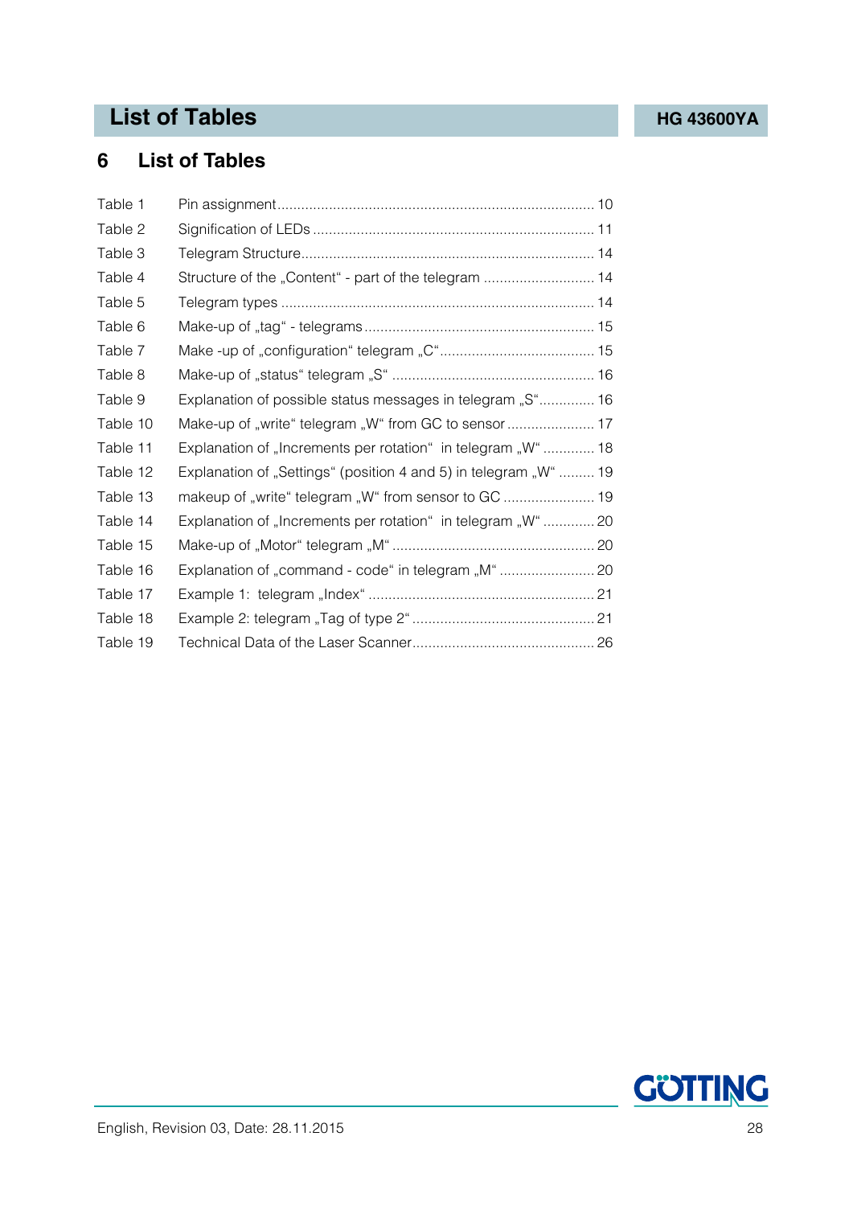# 6 List of Tables

| | | |
|---|---|---|
| Table 1 | Pin assignment | 10 |
| Table 2 | Signification of LEDs | 11 |
| Table 3 | Telegram Structure | 14 |
| Table 4 | Structure of the „Content“ - part of the telegram | 14 |
| Table 5 | Telegram types | 14 |
| Table 6 | Make-up of „tag“ - telegrams | 15 |
| Table 7 | Make -up of „configuration“ telegram „C“ | 15 |
| Table 8 | Make-up of „status“ telegram „S“ | 16 |
| Table 9 | Explanation of possible status messages in telegram „S“ | 16 |
| Table 10 | Make-up of „write“ telegram „W“ from GC to sensor | 17 |
| Table 11 | Explanation of „Increments per rotation“ in telegram „W“ | 18 |
| Table 12 | Explanation of „Settings“ (position 4 and 5) in telegram „W“ | 19 |
| Table 13 | makeup of „write“ telegram „W“ from sensor to GC | 19 |
| Table 14 | Explanation of „Increments per rotation“ in telegram „W“ | 20 |
| Table 15 | Make-up of „Motor“ telegram „M“ | 20 |
| Table 16 | Explanation of „command - code“ in telegram „M“ | 20 |
| Table 17 | Example 1: telegram „Index“ | 21 |
| Table 18 | Example 2: telegram „Tag of type 2“ | 21 |
| Table 19 | Technical Data of the Laser Scanner | 26 |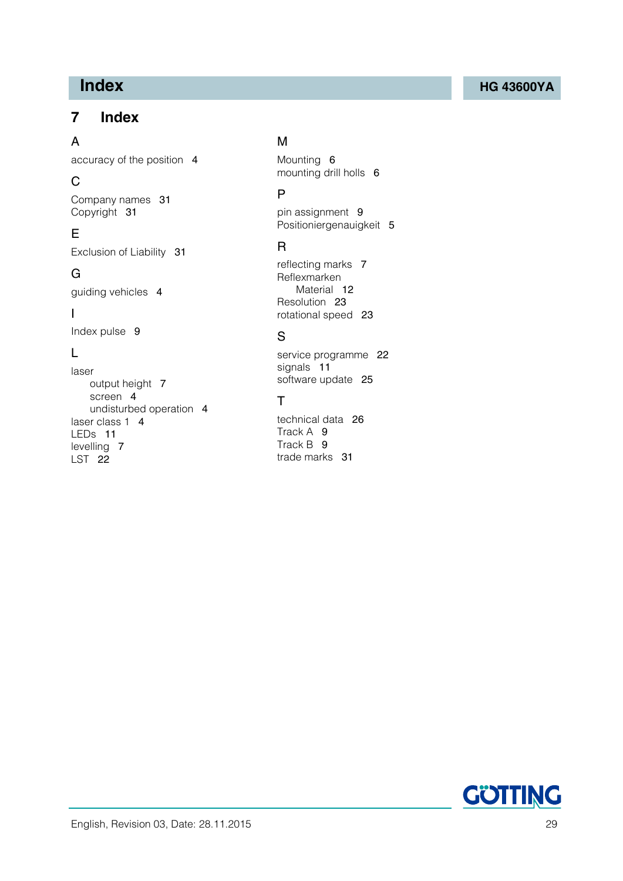# 7 Index

A

accuracy of the position 4

C

Company names 31
Copyright 31

E

Exclusion of Liability 31

G

guiding vehicles 4

I

Index pulse 9

L

laser
    output height 7
    screen 4
    undisturbed operation 4
laser class 1 4
LEDs 11
levelling 7
LST 22

M

Mounting 6
mounting drill holls 6

P

pin assignment 9
Positioniergenauigkeit 5

R

reflecting marks 7
Reflexmarken
    Material 12
Resolution 23
rotational speed 23

S

service programme 22
signals 11
software update 25

T

technical data 26
Track A 9
Track B 9
trade marks 31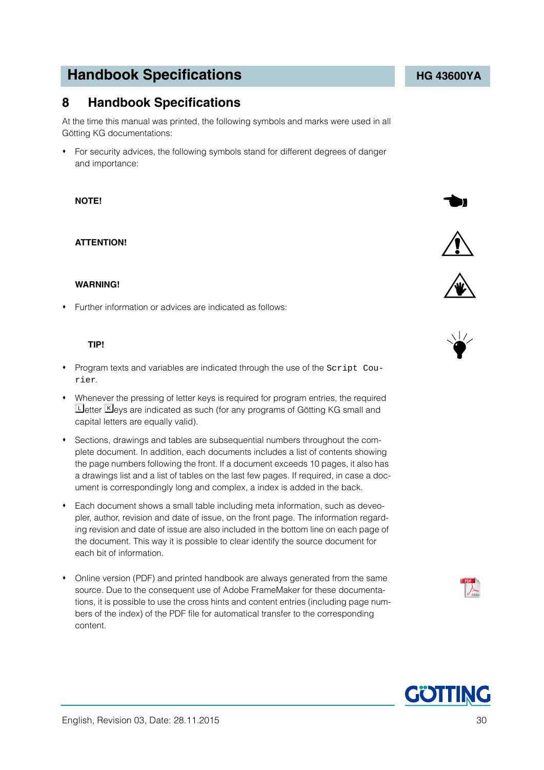# 8 Handbook Specifications

At the time this manual was printed, the following symbols and marks were used in all Götting KG documentations:

- For security advices, the following symbols stand for different degrees of danger and importance:

  **NOTE!**

  **ATTENTION!**

  **WARNING!**

- Further information or advices are indicated as follows:

  **TIP!**

- Program texts and variables are indicated through the use of the `Script Courier`.
- Whenever the pressing of letter keys is required for program entries, the required L etter K eys are indicated as such (for any programs of Götting KG small and capital letters are equally valid).
- Sections, drawings and tables are subsequential numbers throughout the complete document. In addition, each documents includes a list of contents showing the page numbers following the front. If a document exceeds 10 pages, it also has a drawings list and a list of tables on the last few pages. If required, in case a document is correspondingly long and complex, a index is added in the back.
- Each document shows a small table including meta information, such as deveopler, author, revision and date of issue, on the front page. The information regarding revision and date of issue are also included in the bottom line on each page of the document. This way it is possible to clear identify the source document for each bit of information.
- Online version (PDF) and printed handbook are always generated from the same source. Due to the consequent use of Adobe FrameMaker for these documentations, it is possible to use the cross hints and content entries (including page numbers of the index) of the PDF file for automatical transfer to the corresponding content.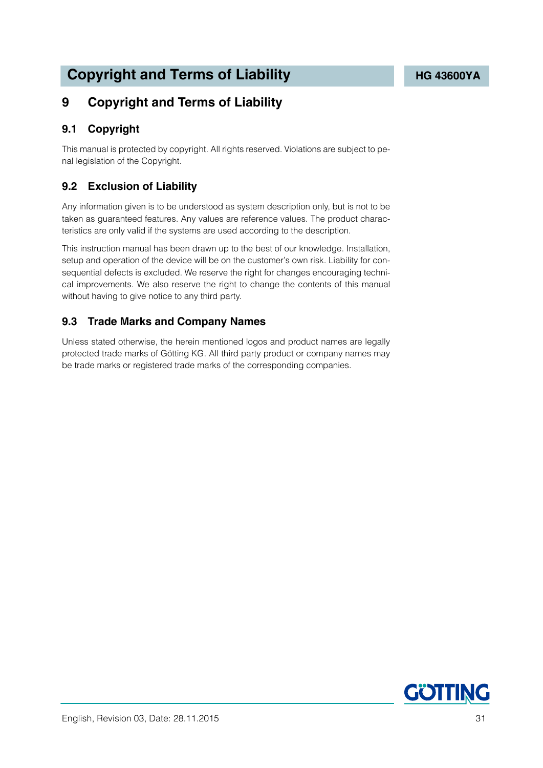# 9 Copyright and Terms of Liability

## 9.1 Copyright

This manual is protected by copyright. All rights reserved. Violations are subject to penal legislation of the Copyright.

## 9.2 Exclusion of Liability

Any information given is to be understood as system description only, but is not to be taken as guaranteed features. Any values are reference values. The product characteristics are only valid if the systems are used according to the description.

This instruction manual has been drawn up to the best of our knowledge. Installation, setup and operation of the device will be on the customer's own risk. Liability for consequential defects is excluded. We reserve the right for changes encouraging technical improvements. We also reserve the right to change the contents of this manual without having to give notice to any third party.

## 9.3 Trade Marks and Company Names

Unless stated otherwise, the herein mentioned logos and product names are legally protected trade marks of Götting KG. All third party product or company names may be trade marks or registered trade marks of the corresponding companies.